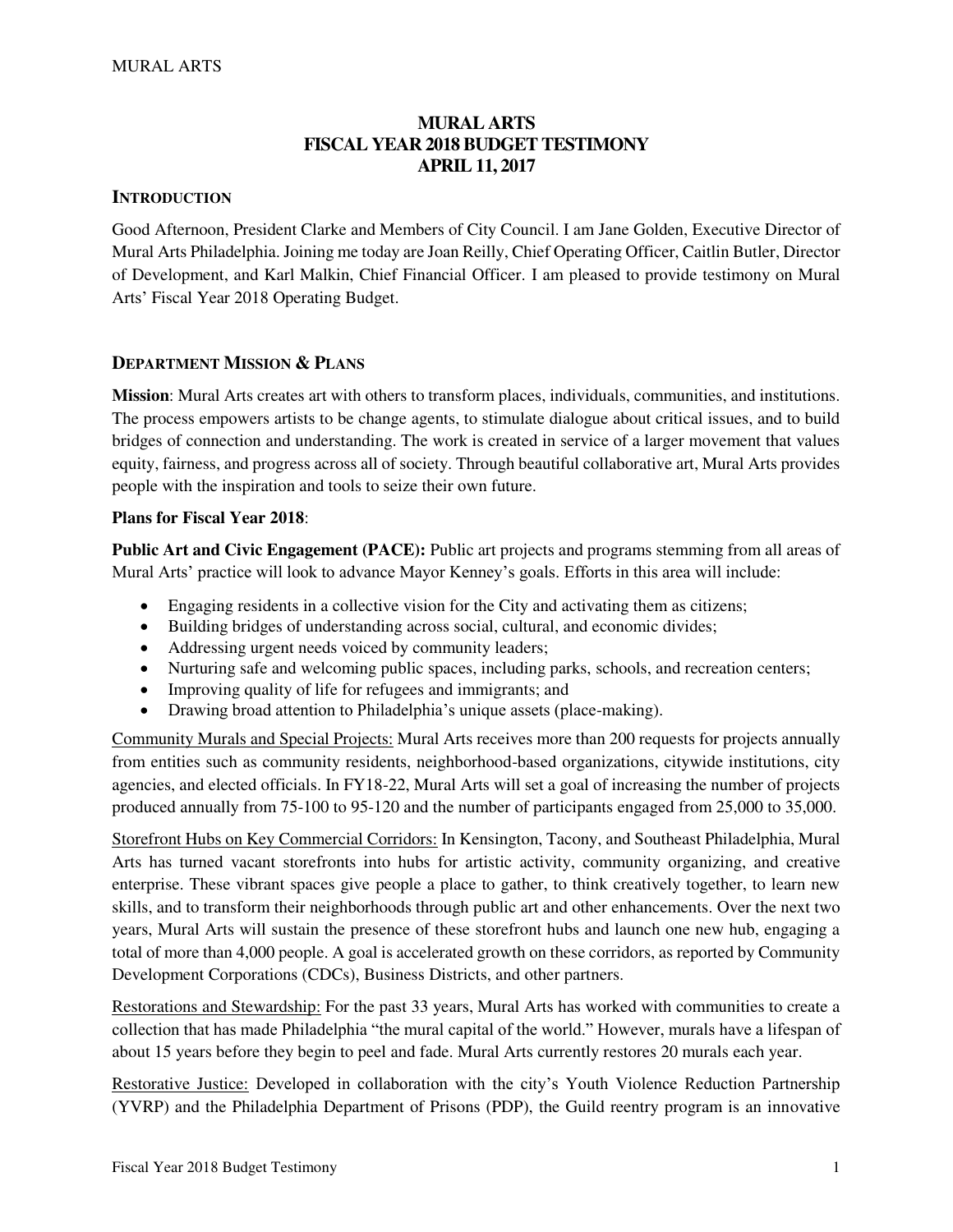# MURAL ARTS
# FISCAL YEAR 2018 BUDGET TESTIMONY
# APRIL 11, 2017

## INTRODUCTION

Good Afternoon, President Clarke and Members of City Council. I am Jane Golden, Executive Director of Mural Arts Philadelphia. Joining me today are Joan Reilly, Chief Operating Officer, Caitlin Butler, Director of Development, and Karl Malkin, Chief Financial Officer. I am pleased to provide testimony on Mural Arts' Fiscal Year 2018 Operating Budget.

## DEPARTMENT MISSION & PLANS

**Mission**: Mural Arts creates art with others to transform places, individuals, communities, and institutions. The process empowers artists to be change agents, to stimulate dialogue about critical issues, and to build bridges of connection and understanding. The work is created in service of a larger movement that values equity, fairness, and progress across all of society. Through beautiful collaborative art, Mural Arts provides people with the inspiration and tools to seize their own future.

**Plans for Fiscal Year 2018**:

**Public Art and Civic Engagement (PACE):** Public art projects and programs stemming from all areas of Mural Arts' practice will look to advance Mayor Kenney's goals. Efforts in this area will include:

- Engaging residents in a collective vision for the City and activating them as citizens;
- Building bridges of understanding across social, cultural, and economic divides;
- Addressing urgent needs voiced by community leaders;
- Nurturing safe and welcoming public spaces, including parks, schools, and recreation centers;
- Improving quality of life for refugees and immigrants; and
- Drawing broad attention to Philadelphia's unique assets (place-making).

Community Murals and Special Projects: Mural Arts receives more than 200 requests for projects annually from entities such as community residents, neighborhood-based organizations, citywide institutions, city agencies, and elected officials. In FY18-22, Mural Arts will set a goal of increasing the number of projects produced annually from 75-100 to 95-120 and the number of participants engaged from 25,000 to 35,000.

Storefront Hubs on Key Commercial Corridors: In Kensington, Tacony, and Southeast Philadelphia, Mural Arts has turned vacant storefronts into hubs for artistic activity, community organizing, and creative enterprise. These vibrant spaces give people a place to gather, to think creatively together, to learn new skills, and to transform their neighborhoods through public art and other enhancements. Over the next two years, Mural Arts will sustain the presence of these storefront hubs and launch one new hub, engaging a total of more than 4,000 people. A goal is accelerated growth on these corridors, as reported by Community Development Corporations (CDCs), Business Districts, and other partners.

Restorations and Stewardship: For the past 33 years, Mural Arts has worked with communities to create a collection that has made Philadelphia "the mural capital of the world." However, murals have a lifespan of about 15 years before they begin to peel and fade. Mural Arts currently restores 20 murals each year.

Restorative Justice: Developed in collaboration with the city's Youth Violence Reduction Partnership (YVRP) and the Philadelphia Department of Prisons (PDP), the Guild reentry program is an innovative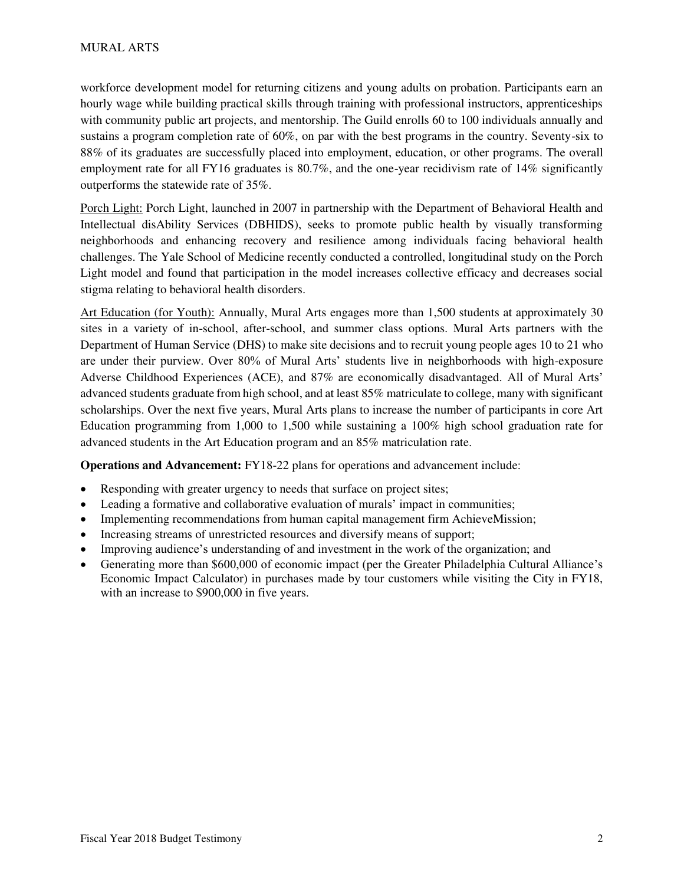workforce development model for returning citizens and young adults on probation. Participants earn an hourly wage while building practical skills through training with professional instructors, apprenticeships with community public art projects, and mentorship. The Guild enrolls 60 to 100 individuals annually and sustains a program completion rate of 60%, on par with the best programs in the country. Seventy-six to 88% of its graduates are successfully placed into employment, education, or other programs. The overall employment rate for all FY16 graduates is 80.7%, and the one-year recidivism rate of 14% significantly outperforms the statewide rate of 35%.

Porch Light: Porch Light, launched in 2007 in partnership with the Department of Behavioral Health and Intellectual disAbility Services (DBHIDS), seeks to promote public health by visually transforming neighborhoods and enhancing recovery and resilience among individuals facing behavioral health challenges. The Yale School of Medicine recently conducted a controlled, longitudinal study on the Porch Light model and found that participation in the model increases collective efficacy and decreases social stigma relating to behavioral health disorders.

Art Education (for Youth): Annually, Mural Arts engages more than 1,500 students at approximately 30 sites in a variety of in-school, after-school, and summer class options. Mural Arts partners with the Department of Human Service (DHS) to make site decisions and to recruit young people ages 10 to 21 who are under their purview. Over 80% of Mural Arts' students live in neighborhoods with high-exposure Adverse Childhood Experiences (ACE), and 87% are economically disadvantaged. All of Mural Arts' advanced students graduate from high school, and at least 85% matriculate to college, many with significant scholarships. Over the next five years, Mural Arts plans to increase the number of participants in core Art Education programming from 1,000 to 1,500 while sustaining a 100% high school graduation rate for advanced students in the Art Education program and an 85% matriculation rate.

**Operations and Advancement:** FY18-22 plans for operations and advancement include:

- Responding with greater urgency to needs that surface on project sites;
- Leading a formative and collaborative evaluation of murals' impact in communities;
- Implementing recommendations from human capital management firm AchieveMission;
- Increasing streams of unrestricted resources and diversify means of support;
- Improving audience's understanding of and investment in the work of the organization; and
- Generating more than $600,000 of economic impact (per the Greater Philadelphia Cultural Alliance's Economic Impact Calculator) in purchases made by tour customers while visiting the City in FY18, with an increase to $900,000 in five years.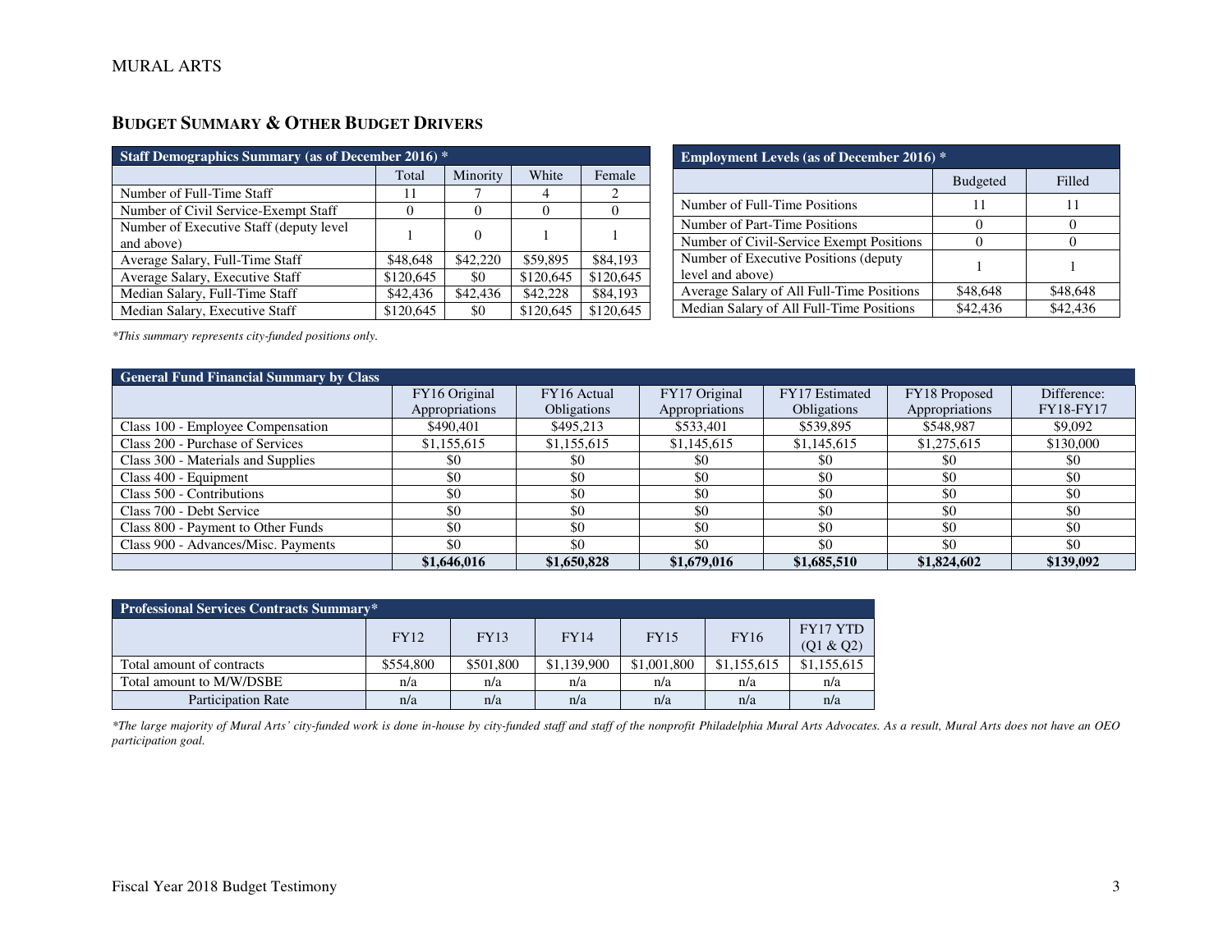## BUDGET SUMMARY & OTHER BUDGET DRIVERS

| Staff Demographics Summary (as of December 2016) * | | | | |
|---|---|---|---|---|
| | Total | Minority | White | Female |
| Number of Full-Time Staff | 11 | 7 | 4 | 2 |
| Number of Civil Service-Exempt Staff | 0 | 0 | 0 | 0 |
| Number of Executive Staff (deputy level and above) | 1 | 0 | 1 | 1 |
| Average Salary, Full-Time Staff | $48,648 | $42,220 | $59,895 | $84,193 |
| Average Salary, Executive Staff | $120,645 | $0 | $120,645 | $120,645 |
| Median Salary, Full-Time Staff | $42,436 | $42,436 | $42,228 | $84,193 |
| Median Salary, Executive Staff | $120,645 | $0 | $120,645 | $120,645 |

| Employment Levels (as of December 2016) * | | |
|---|---|---|
| | Budgeted | Filled |
| Number of Full-Time Positions | 11 | 11 |
| Number of Part-Time Positions | 0 | 0 |
| Number of Civil-Service Exempt Positions | 0 | 0 |
| Number of Executive Positions (deputy level and above) | 1 | 1 |
| Average Salary of All Full-Time Positions | $48,648 | $48,648 |
| Median Salary of All Full-Time Positions | $42,436 | $42,436 |

*\*This summary represents city-funded positions only.*

| General Fund Financial Summary by Class | | | | | | |
|---|---|---|---|---|---|---|
| | FY16 Original Appropriations | FY16 Actual Obligations | FY17 Original Appropriations | FY17 Estimated Obligations | FY18 Proposed Appropriations | Difference: FY18-FY17 |
| Class 100 - Employee Compensation | $490,401 | $495,213 | $533,401 | $539,895 | $548,987 | $9,092 |
| Class 200 - Purchase of Services | $1,155,615 | $1,155,615 | $1,145,615 | $1,145,615 | $1,275,615 | $130,000 |
| Class 300 - Materials and Supplies | $0 | $0 | $0 | $0 | $0 | $0 |
| Class 400 - Equipment | $0 | $0 | $0 | $0 | $0 | $0 |
| Class 500 - Contributions | $0 | $0 | $0 | $0 | $0 | $0 |
| Class 700 - Debt Service | $0 | $0 | $0 | $0 | $0 | $0 |
| Class 800 - Payment to Other Funds | $0 | $0 | $0 | $0 | $0 | $0 |
| Class 900 - Advances/Misc. Payments | $0 | $0 | $0 | $0 | $0 | $0 |
| | **$1,646,016** | **$1,650,828** | **$1,679,016** | **$1,685,510** | **$1,824,602** | **$139,092** |

| Professional Services Contracts Summary* | | | | | | |
|---|---|---|---|---|---|---|
| | FY12 | FY13 | FY14 | FY15 | FY16 | FY17 YTD (Q1 & Q2) |
| Total amount of contracts | $554,800 | $501,800 | $1,139,900 | $1,001,800 | $1,155,615 | $1,155,615 |
| Total amount to M/W/DSBE | n/a | n/a | n/a | n/a | n/a | n/a |
| Participation Rate | n/a | n/a | n/a | n/a | n/a | n/a |

*\*The large majority of Mural Arts' city-funded work is done in-house by city-funded staff and staff of the nonprofit Philadelphia Mural Arts Advocates. As a result, Mural Arts does not have an OEO participation goal.*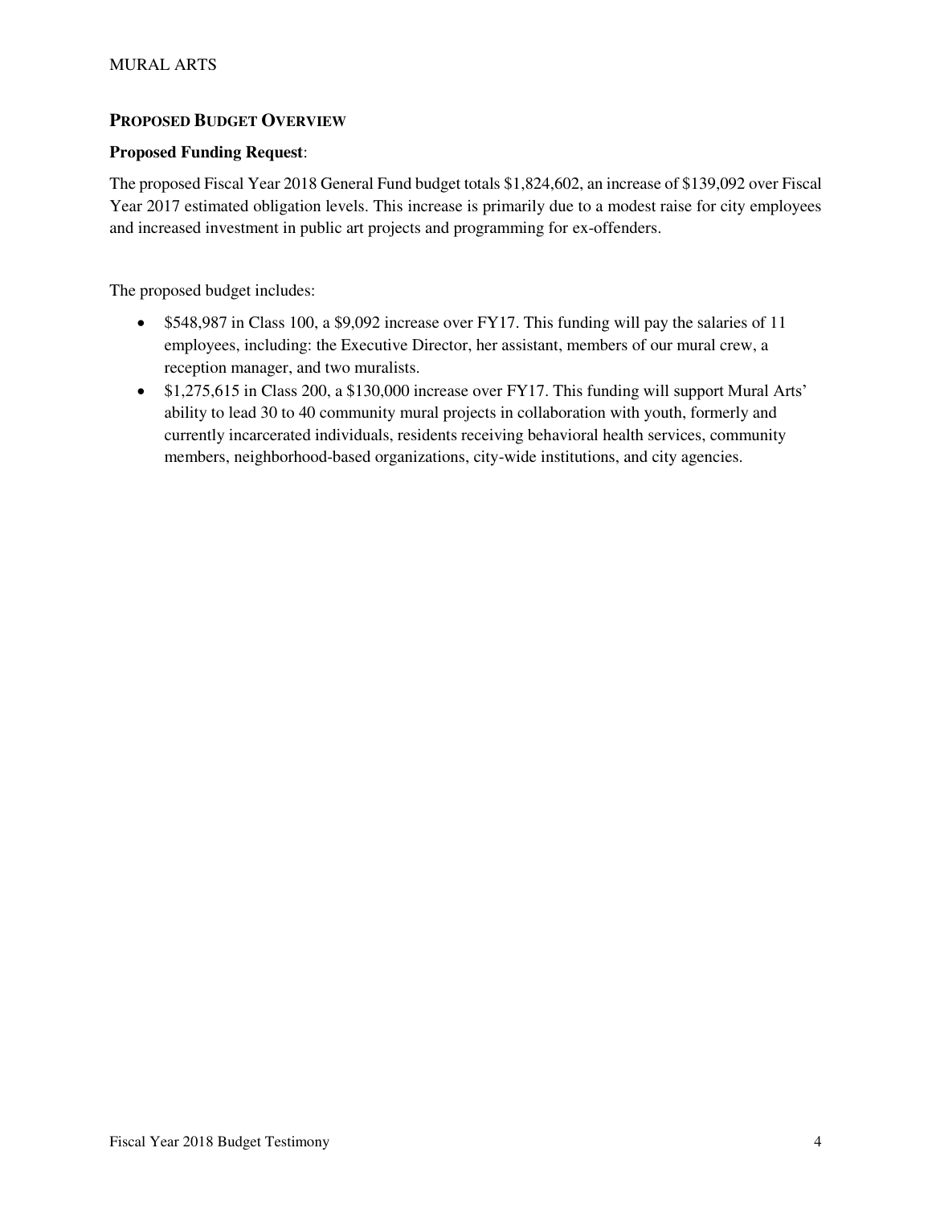## PROPOSED BUDGET OVERVIEW

**Proposed Funding Request**:

The proposed Fiscal Year 2018 General Fund budget totals $1,824,602, an increase of $139,092 over Fiscal Year 2017 estimated obligation levels. This increase is primarily due to a modest raise for city employees and increased investment in public art projects and programming for ex-offenders.

The proposed budget includes:

- $548,987 in Class 100, a $9,092 increase over FY17. This funding will pay the salaries of 11 employees, including: the Executive Director, her assistant, members of our mural crew, a reception manager, and two muralists.
- $1,275,615 in Class 200, a $130,000 increase over FY17. This funding will support Mural Arts' ability to lead 30 to 40 community mural projects in collaboration with youth, formerly and currently incarcerated individuals, residents receiving behavioral health services, community members, neighborhood-based organizations, city-wide institutions, and city agencies.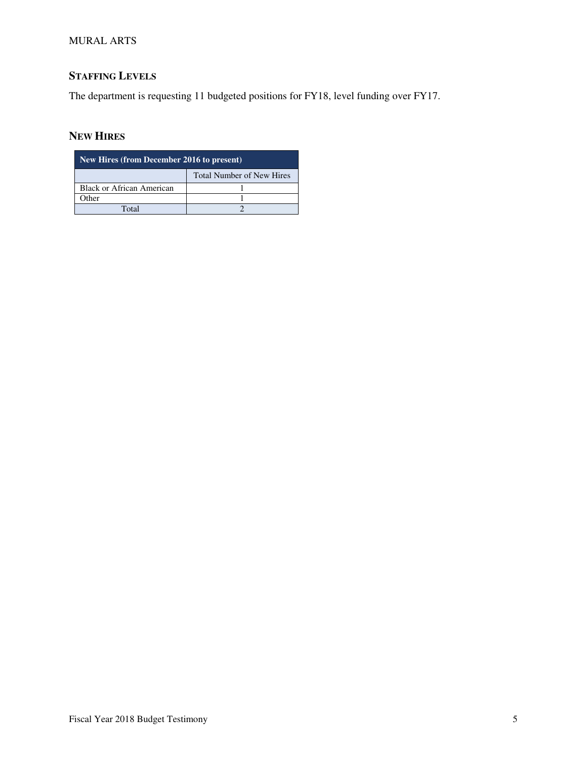## STAFFING LEVELS

The department is requesting 11 budgeted positions for FY18, level funding over FY17.

## NEW HIRES

| New Hires (from December 2016 to present) | |
|---|---|
| | Total Number of New Hires |
| Black or African American | 1 |
| Other | 1 |
| Total | 2 |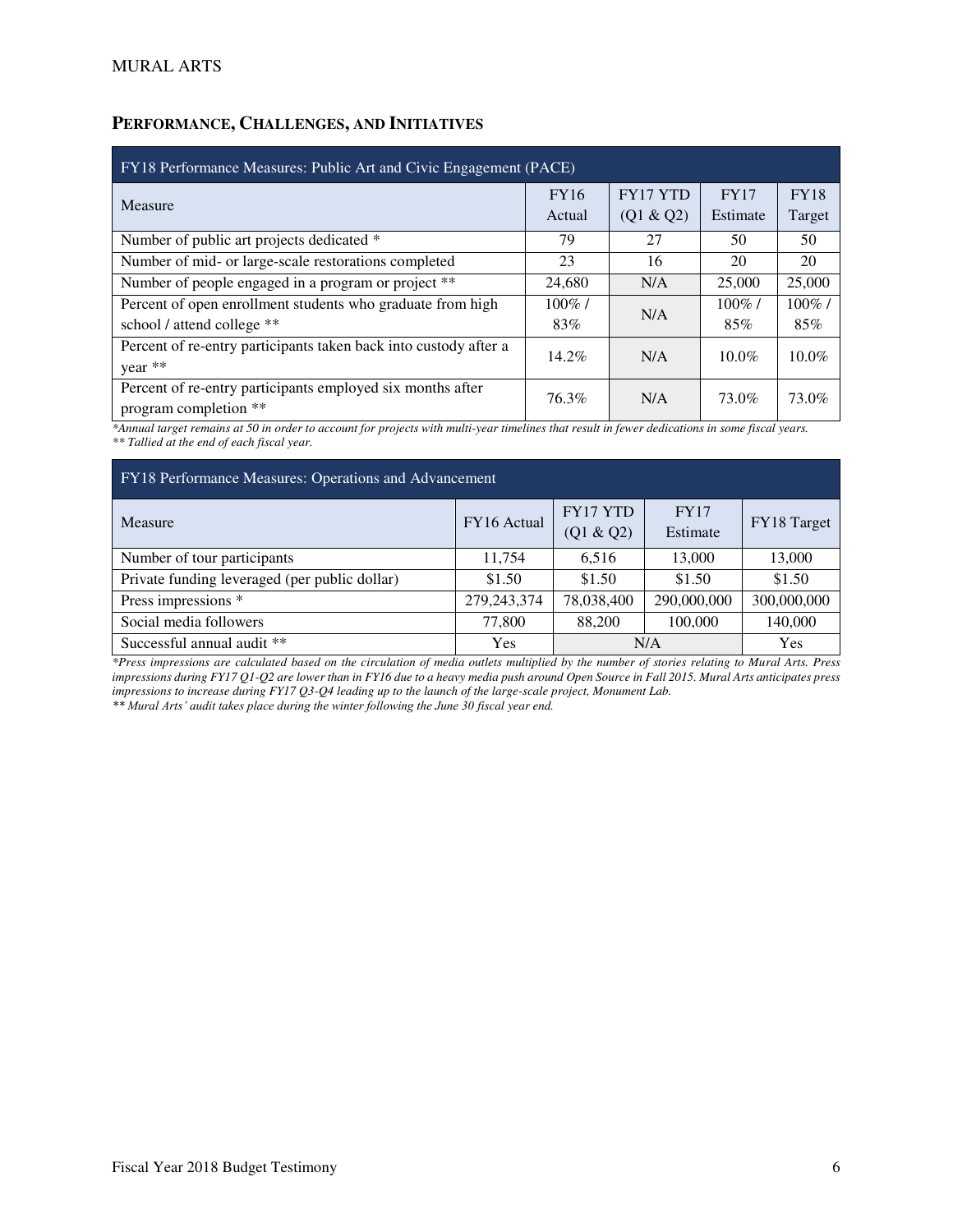## PERFORMANCE, CHALLENGES, AND INITIATIVES

| FY18 Performance Measures: Public Art and Civic Engagement (PACE) | | | | |
|---|---|---|---|---|
| Measure | FY16 Actual | FY17 YTD (Q1 & Q2) | FY17 Estimate | FY18 Target |
| Number of public art projects dedicated * | 79 | 27 | 50 | 50 |
| Number of mid- or large-scale restorations completed | 23 | 16 | 20 | 20 |
| Number of people engaged in a program or project ** | 24,680 | N/A | 25,000 | 25,000 |
| Percent of open enrollment students who graduate from high school / attend college ** | 100% / 83% | N/A | 100% / 85% | 100% / 85% |
| Percent of re-entry participants taken back into custody after a year ** | 14.2% | N/A | 10.0% | 10.0% |
| Percent of re-entry participants employed six months after program completion ** | 76.3% | N/A | 73.0% | 73.0% |

*\*Annual target remains at 50 in order to account for projects with multi-year timelines that result in fewer dedications in some fiscal years.*
*\*\* Tallied at the end of each fiscal year.*

| FY18 Performance Measures: Operations and Advancement | | | | |
|---|---|---|---|---|
| Measure | FY16 Actual | FY17 YTD (Q1 & Q2) | FY17 Estimate | FY18 Target |
| Number of tour participants | 11,754 | 6,516 | 13,000 | 13,000 |
| Private funding leveraged (per public dollar) | $1.50 | $1.50 | $1.50 | $1.50 |
| Press impressions * | 279,243,374 | 78,038,400 | 290,000,000 | 300,000,000 |
| Social media followers | 77,800 | 88,200 | 100,000 | 140,000 |
| Successful annual audit ** | Yes | N/A | | Yes |

*\*Press impressions are calculated based on the circulation of media outlets multiplied by the number of stories relating to Mural Arts. Press impressions during FY17 Q1-Q2 are lower than in FY16 due to a heavy media push around Open Source in Fall 2015. Mural Arts anticipates press impressions to increase during FY17 Q3-Q4 leading up to the launch of the large-scale project, Monument Lab.*
*\*\* Mural Arts' audit takes place during the winter following the June 30 fiscal year end.*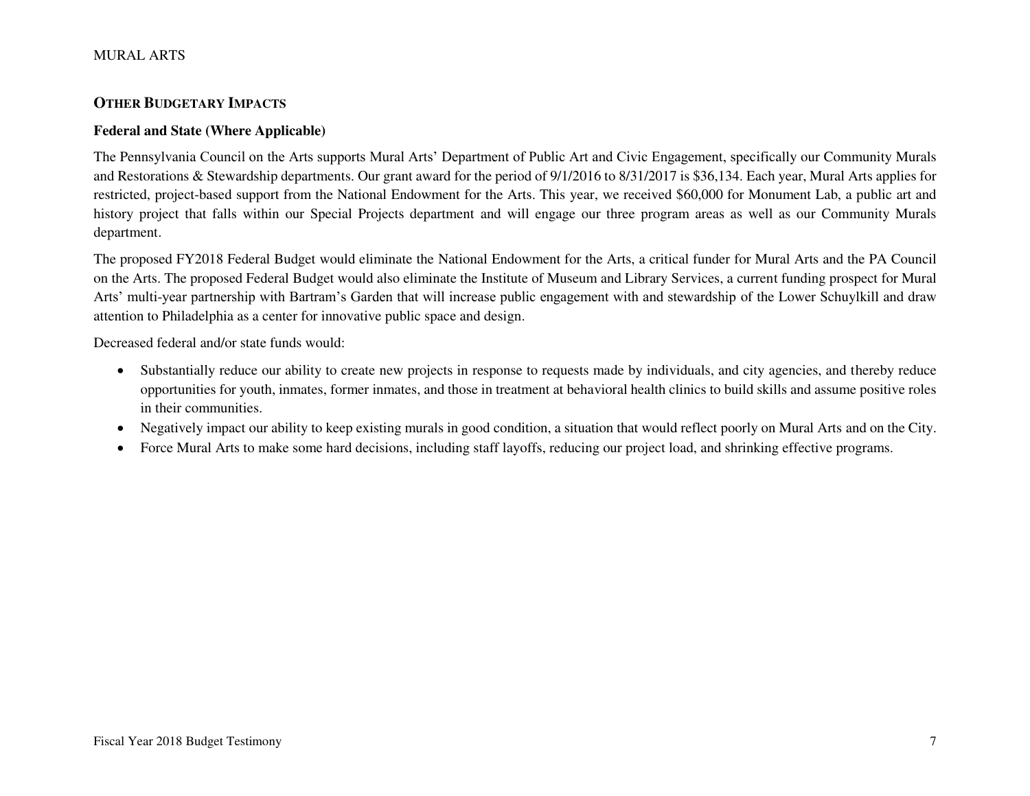## OTHER BUDGETARY IMPACTS

### Federal and State (Where Applicable)

The Pennsylvania Council on the Arts supports Mural Arts' Department of Public Art and Civic Engagement, specifically our Community Murals and Restorations & Stewardship departments. Our grant award for the period of 9/1/2016 to 8/31/2017 is $36,134. Each year, Mural Arts applies for restricted, project-based support from the National Endowment for the Arts. This year, we received $60,000 for Monument Lab, a public art and history project that falls within our Special Projects department and will engage our three program areas as well as our Community Murals department.

The proposed FY2018 Federal Budget would eliminate the National Endowment for the Arts, a critical funder for Mural Arts and the PA Council on the Arts. The proposed Federal Budget would also eliminate the Institute of Museum and Library Services, a current funding prospect for Mural Arts' multi-year partnership with Bartram's Garden that will increase public engagement with and stewardship of the Lower Schuylkill and draw attention to Philadelphia as a center for innovative public space and design.

Decreased federal and/or state funds would:

- Substantially reduce our ability to create new projects in response to requests made by individuals, and city agencies, and thereby reduce opportunities for youth, inmates, former inmates, and those in treatment at behavioral health clinics to build skills and assume positive roles in their communities.
- Negatively impact our ability to keep existing murals in good condition, a situation that would reflect poorly on Mural Arts and on the City.
- Force Mural Arts to make some hard decisions, including staff layoffs, reducing our project load, and shrinking effective programs.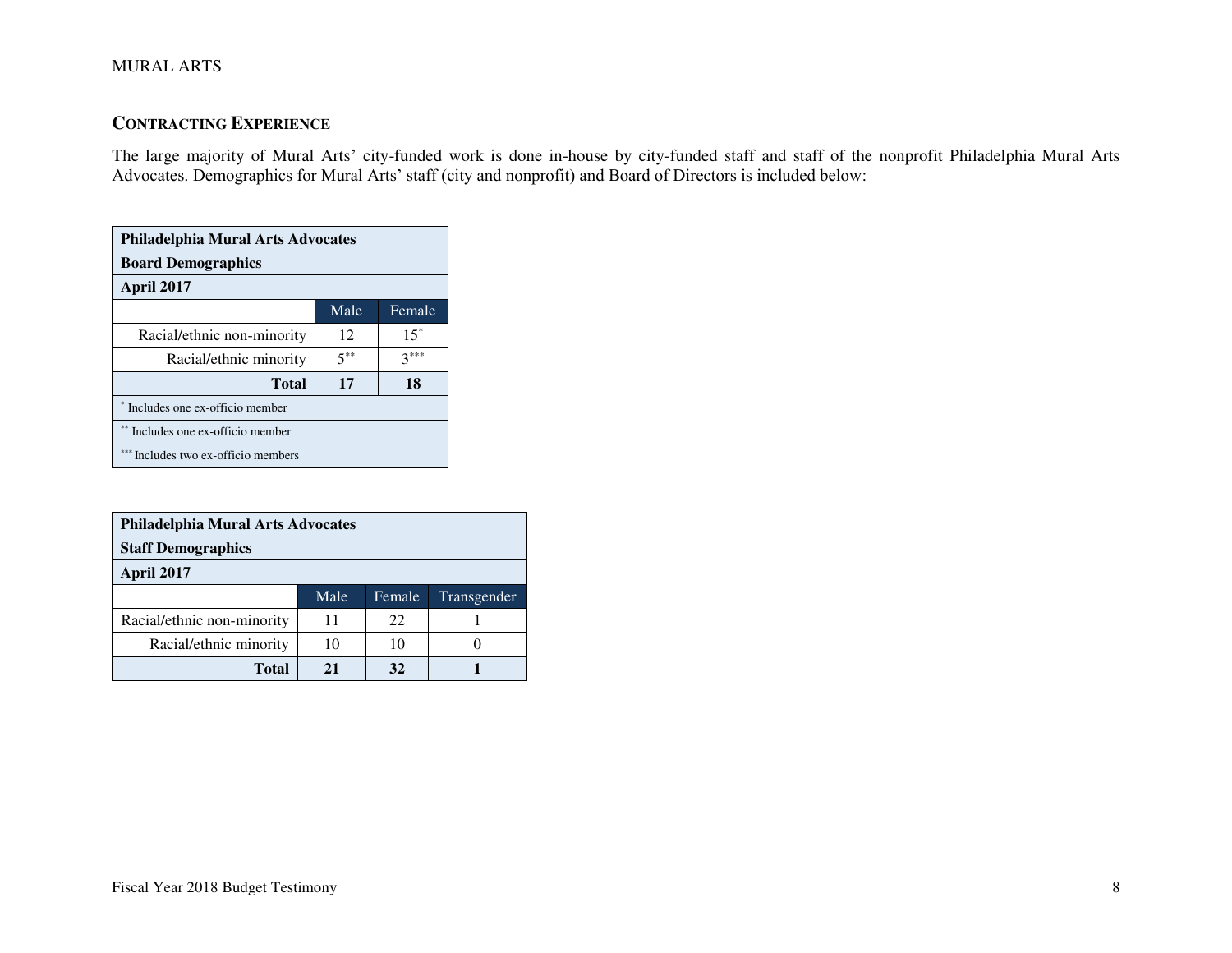## Contracting Experience

The large majority of Mural Arts' city-funded work is done in-house by city-funded staff and staff of the nonprofit Philadelphia Mural Arts Advocates. Demographics for Mural Arts' staff (city and nonprofit) and Board of Directors is included below:

| Philadelphia Mural Arts Advocates | | |
|---|---|---|
| **Board Demographics** | | |
| **April 2017** | | |
| | Male | Female |
| Racial/ethnic non-minority | 12 | 15* |
| Racial/ethnic minority | 5** | 3*** |
| **Total** | **17** | **18** |
| * Includes one ex-officio member | | |
| ** Includes one ex-officio member | | |
| *** Includes two ex-officio members | | |

| Philadelphia Mural Arts Advocates | | | |
|---|---|---|---|
| **Staff Demographics** | | | |
| **April 2017** | | | |
| | Male | Female | Transgender |
| Racial/ethnic non-minority | 11 | 22 | 1 |
| Racial/ethnic minority | 10 | 10 | 0 |
| **Total** | **21** | **32** | **1** |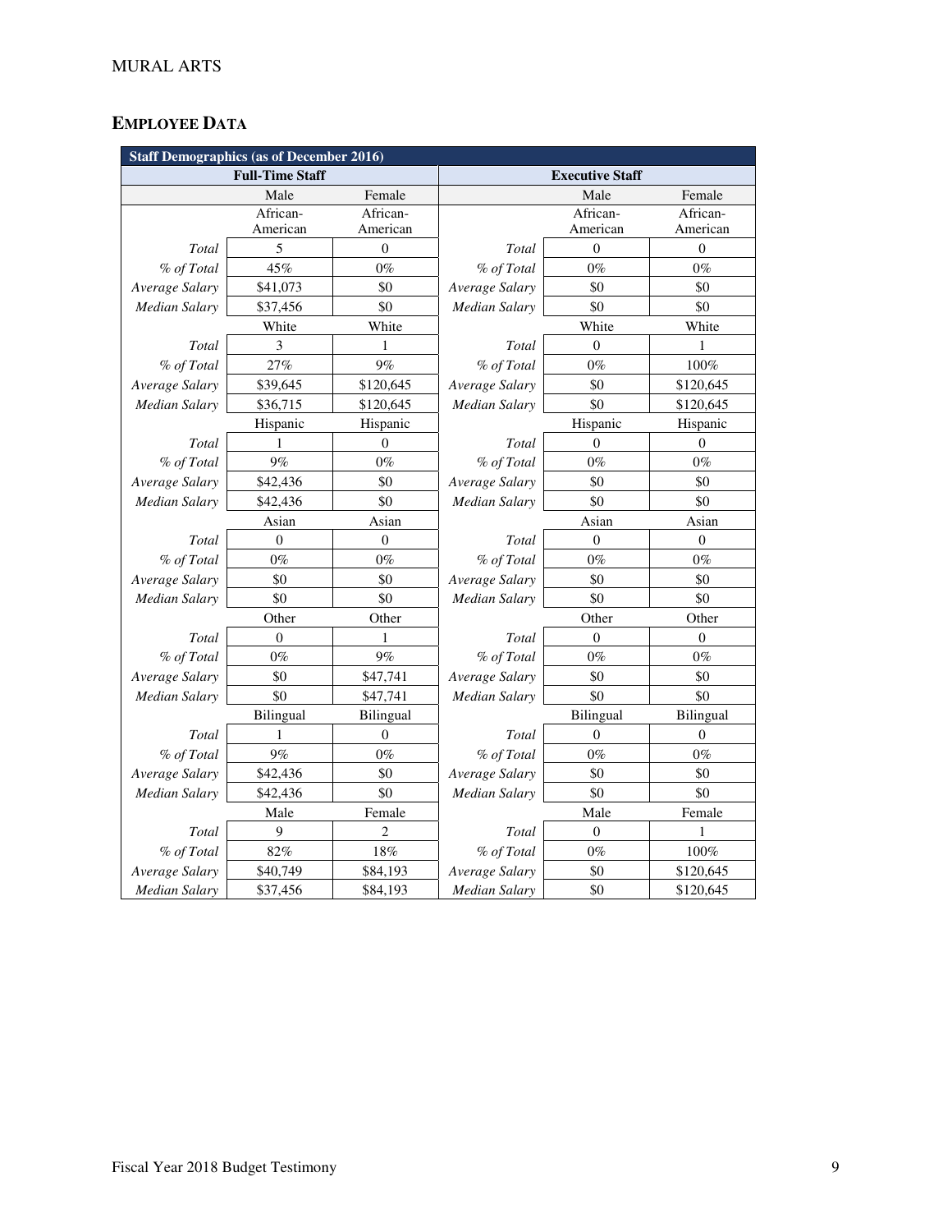## EMPLOYEE DATA

| Staff Demographics (as of December 2016) | | | | | |
|---|---|---|---|---|---|
| **Full-Time Staff** | | | **Executive Staff** | | |
| | Male | Female | | Male | Female |
| | African-American | African-American | | African-American | African-American |
| *Total* | 5 | 0 | *Total* | 0 | 0 |
| *% of Total* | 45% | 0% | *% of Total* | 0% | 0% |
| *Average Salary* | $41,073 | $0 | *Average Salary* | $0 | $0 |
| *Median Salary* | $37,456 | $0 | *Median Salary* | $0 | $0 |
| | White | White | | White | White |
| *Total* | 3 | 1 | *Total* | 0 | 1 |
| *% of Total* | 27% | 9% | *% of Total* | 0% | 100% |
| *Average Salary* | $39,645 | $120,645 | *Average Salary* | $0 | $120,645 |
| *Median Salary* | $36,715 | $120,645 | *Median Salary* | $0 | $120,645 |
| | Hispanic | Hispanic | | Hispanic | Hispanic |
| *Total* | 1 | 0 | *Total* | 0 | 0 |
| *% of Total* | 9% | 0% | *% of Total* | 0% | 0% |
| *Average Salary* | $42,436 | $0 | *Average Salary* | $0 | $0 |
| *Median Salary* | $42,436 | $0 | *Median Salary* | $0 | $0 |
| | Asian | Asian | | Asian | Asian |
| *Total* | 0 | 0 | *Total* | 0 | 0 |
| *% of Total* | 0% | 0% | *% of Total* | 0% | 0% |
| *Average Salary* | $0 | $0 | *Average Salary* | $0 | $0 |
| *Median Salary* | $0 | $0 | *Median Salary* | $0 | $0 |
| | Other | Other | | Other | Other |
| *Total* | 0 | 1 | *Total* | 0 | 0 |
| *% of Total* | 0% | 9% | *% of Total* | 0% | 0% |
| *Average Salary* | $0 | $47,741 | *Average Salary* | $0 | $0 |
| *Median Salary* | $0 | $47,741 | *Median Salary* | $0 | $0 |
| | Bilingual | Bilingual | | Bilingual | Bilingual |
| *Total* | 1 | 0 | *Total* | 0 | 0 |
| *% of Total* | 9% | 0% | *% of Total* | 0% | 0% |
| *Average Salary* | $42,436 | $0 | *Average Salary* | $0 | $0 |
| *Median Salary* | $42,436 | $0 | *Median Salary* | $0 | $0 |
| | Male | Female | | Male | Female |
| *Total* | 9 | 2 | *Total* | 0 | 1 |
| *% of Total* | 82% | 18% | *% of Total* | 0% | 100% |
| *Average Salary* | $40,749 | $84,193 | *Average Salary* | $0 | $120,645 |
| *Median Salary* | $37,456 | $84,193 | *Median Salary* | $0 | $120,645 |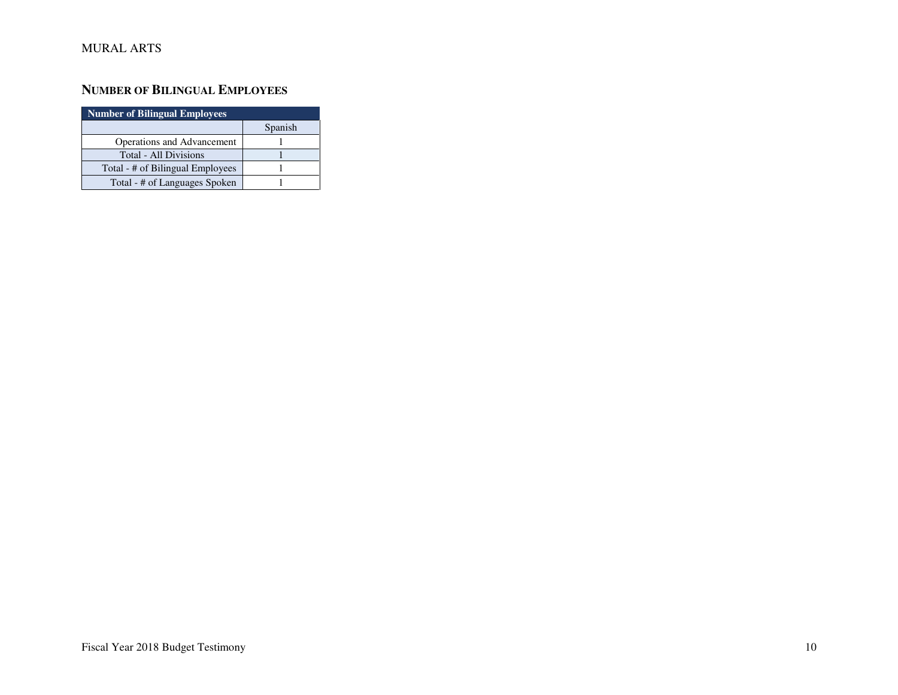MURAL ARTS

## NUMBER OF BILINGUAL EMPLOYEES

| Number of Bilingual Employees | |
|---|---|
| | Spanish |
| Operations and Advancement | 1 |
| Total - All Divisions | 1 |
| Total - # of Bilingual Employees | 1 |
| Total - # of Languages Spoken | 1 |